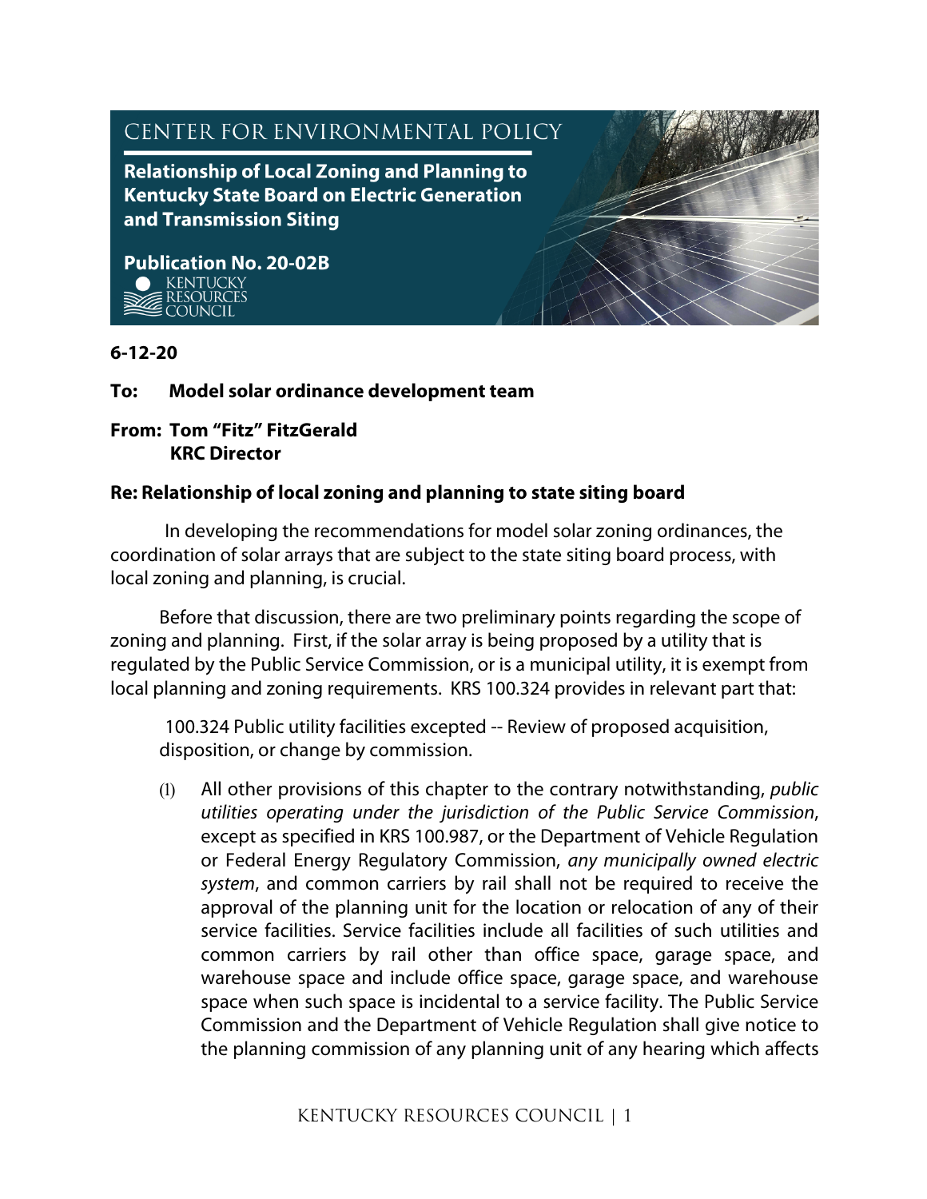# CENTER FOR ENVIRONMENTAL POLICY

## Relationship of Local Zoning and Planning to Kentucky State Board on Electric Generation and Transmission Siting

**Publication No. 20-02B**

KENTUCKY RESOURCES COUNCIL

**6-12-20**

**To: Model solar ordinance development team**

**From: Tom "Fitz" FitzGerald**
**KRC Director**

**Re: Relationship of local zoning and planning to state siting board**

In developing the recommendations for model solar zoning ordinances, the coordination of solar arrays that are subject to the state siting board process, with local zoning and planning, is crucial.

Before that discussion, there are two preliminary points regarding the scope of zoning and planning. First, if the solar array is being proposed by a utility that is regulated by the Public Service Commission, or is a municipal utility, it is exempt from local planning and zoning requirements. KRS 100.324 provides in relevant part that:

> 100.324 Public utility facilities excepted -- Review of proposed acquisition, disposition, or change by commission.
>
> (1) All other provisions of this chapter to the contrary notwithstanding, *public utilities operating under the jurisdiction of the Public Service Commission*, except as specified in KRS 100.987, or the Department of Vehicle Regulation or Federal Energy Regulatory Commission, *any municipally owned electric system*, and common carriers by rail shall not be required to receive the approval of the planning unit for the location or relocation of any of their service facilities. Service facilities include all facilities of such utilities and common carriers by rail other than office space, garage space, and warehouse space and include office space, garage space, and warehouse space when such space is incidental to a service facility. The Public Service Commission and the Department of Vehicle Regulation shall give notice to the planning commission of any planning unit of any hearing which affects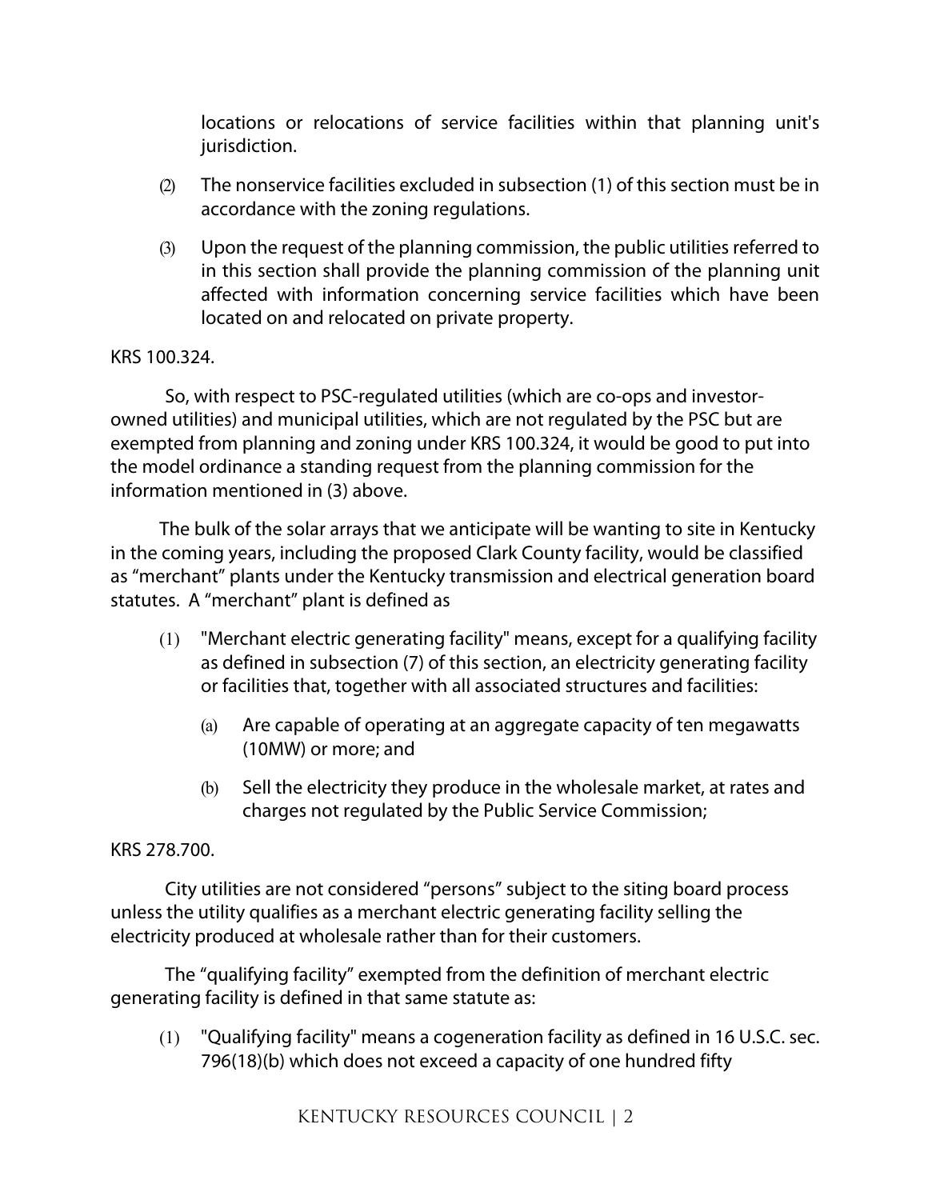locations or relocations of service facilities within that planning unit's jurisdiction.

(2) The nonservice facilities excluded in subsection (1) of this section must be in accordance with the zoning regulations.

(3) Upon the request of the planning commission, the public utilities referred to in this section shall provide the planning commission of the planning unit affected with information concerning service facilities which have been located on and relocated on private property.

KRS 100.324.

So, with respect to PSC-regulated utilities (which are co-ops and investor-owned utilities) and municipal utilities, which are not regulated by the PSC but are exempted from planning and zoning under KRS 100.324, it would be good to put into the model ordinance a standing request from the planning commission for the information mentioned in (3) above.

The bulk of the solar arrays that we anticipate will be wanting to site in Kentucky in the coming years, including the proposed Clark County facility, would be classified as "merchant" plants under the Kentucky transmission and electrical generation board statutes. A "merchant" plant is defined as

(1) "Merchant electric generating facility" means, except for a qualifying facility as defined in subsection (7) of this section, an electricity generating facility or facilities that, together with all associated structures and facilities:

(a) Are capable of operating at an aggregate capacity of ten megawatts (10MW) or more; and

(b) Sell the electricity they produce in the wholesale market, at rates and charges not regulated by the Public Service Commission;

KRS 278.700.

City utilities are not considered "persons" subject to the siting board process unless the utility qualifies as a merchant electric generating facility selling the electricity produced at wholesale rather than for their customers.

The "qualifying facility" exempted from the definition of merchant electric generating facility is defined in that same statute as:

(1) "Qualifying facility" means a cogeneration facility as defined in 16 U.S.C. sec. 796(18)(b) which does not exceed a capacity of one hundred fifty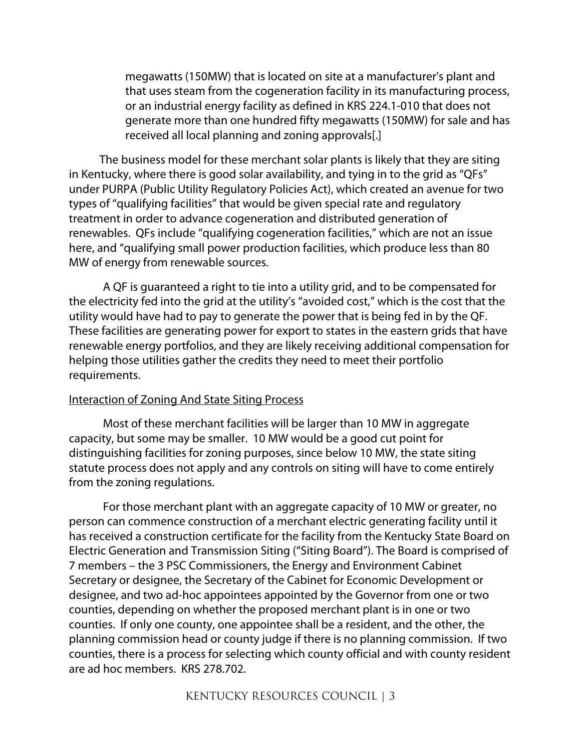megawatts (150MW) that is located on site at a manufacturer's plant and that uses steam from the cogeneration facility in its manufacturing process, or an industrial energy facility as defined in KRS 224.1-010 that does not generate more than one hundred fifty megawatts (150MW) for sale and has received all local planning and zoning approvals[.]

The business model for these merchant solar plants is likely that they are siting in Kentucky, where there is good solar availability, and tying in to the grid as "QFs" under PURPA (Public Utility Regulatory Policies Act), which created an avenue for two types of "qualifying facilities" that would be given special rate and regulatory treatment in order to advance cogeneration and distributed generation of renewables. QFs include "qualifying cogeneration facilities," which are not an issue here, and "qualifying small power production facilities, which produce less than 80 MW of energy from renewable sources.

A QF is guaranteed a right to tie into a utility grid, and to be compensated for the electricity fed into the grid at the utility's "avoided cost," which is the cost that the utility would have had to pay to generate the power that is being fed in by the QF. These facilities are generating power for export to states in the eastern grids that have renewable energy portfolios, and they are likely receiving additional compensation for helping those utilities gather the credits they need to meet their portfolio requirements.

<u>Interaction of Zoning And State Siting Process</u>

Most of these merchant facilities will be larger than 10 MW in aggregate capacity, but some may be smaller. 10 MW would be a good cut point for distinguishing facilities for zoning purposes, since below 10 MW, the state siting statute process does not apply and any controls on siting will have to come entirely from the zoning regulations.

For those merchant plant with an aggregate capacity of 10 MW or greater, no person can commence construction of a merchant electric generating facility until it has received a construction certificate for the facility from the Kentucky State Board on Electric Generation and Transmission Siting ("Siting Board"). The Board is comprised of 7 members – the 3 PSC Commissioners, the Energy and Environment Cabinet Secretary or designee, the Secretary of the Cabinet for Economic Development or designee, and two ad-hoc appointees appointed by the Governor from one or two counties, depending on whether the proposed merchant plant is in one or two counties. If only one county, one appointee shall be a resident, and the other, the planning commission head or county judge if there is no planning commission. If two counties, there is a process for selecting which county official and with county resident are ad hoc members. KRS 278.702.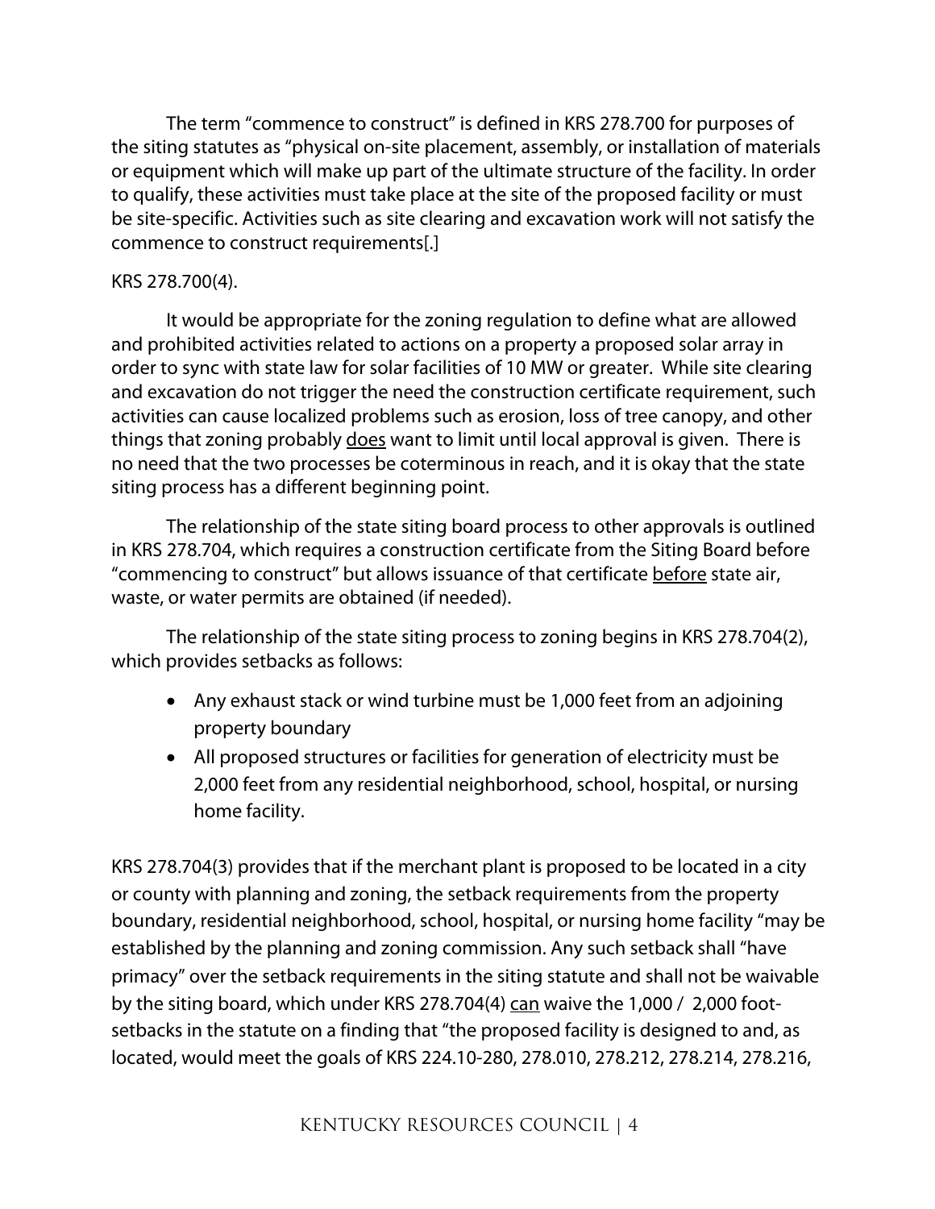The term "commence to construct" is defined in KRS 278.700 for purposes of the siting statutes as "physical on-site placement, assembly, or installation of materials or equipment which will make up part of the ultimate structure of the facility. In order to qualify, these activities must take place at the site of the proposed facility or must be site-specific. Activities such as site clearing and excavation work will not satisfy the commence to construct requirements[.]

KRS 278.700(4).

It would be appropriate for the zoning regulation to define what are allowed and prohibited activities related to actions on a property a proposed solar array in order to sync with state law for solar facilities of 10 MW or greater. While site clearing and excavation do not trigger the need the construction certificate requirement, such activities can cause localized problems such as erosion, loss of tree canopy, and other things that zoning probably <u>does</u> want to limit until local approval is given. There is no need that the two processes be coterminous in reach, and it is okay that the state siting process has a different beginning point.

The relationship of the state siting board process to other approvals is outlined in KRS 278.704, which requires a construction certificate from the Siting Board before "commencing to construct" but allows issuance of that certificate <u>before</u> state air, waste, or water permits are obtained (if needed).

The relationship of the state siting process to zoning begins in KRS 278.704(2), which provides setbacks as follows:

- Any exhaust stack or wind turbine must be 1,000 feet from an adjoining property boundary
- All proposed structures or facilities for generation of electricity must be 2,000 feet from any residential neighborhood, school, hospital, or nursing home facility.

KRS 278.704(3) provides that if the merchant plant is proposed to be located in a city or county with planning and zoning, the setback requirements from the property boundary, residential neighborhood, school, hospital, or nursing home facility "may be established by the planning and zoning commission. Any such setback shall "have primacy" over the setback requirements in the siting statute and shall not be waivable by the siting board, which under KRS 278.704(4) <u>can</u> waive the 1,000 / 2,000 foot-setbacks in the statute on a finding that "the proposed facility is designed to and, as located, would meet the goals of KRS 224.10-280, 278.010, 278.212, 278.214, 278.216,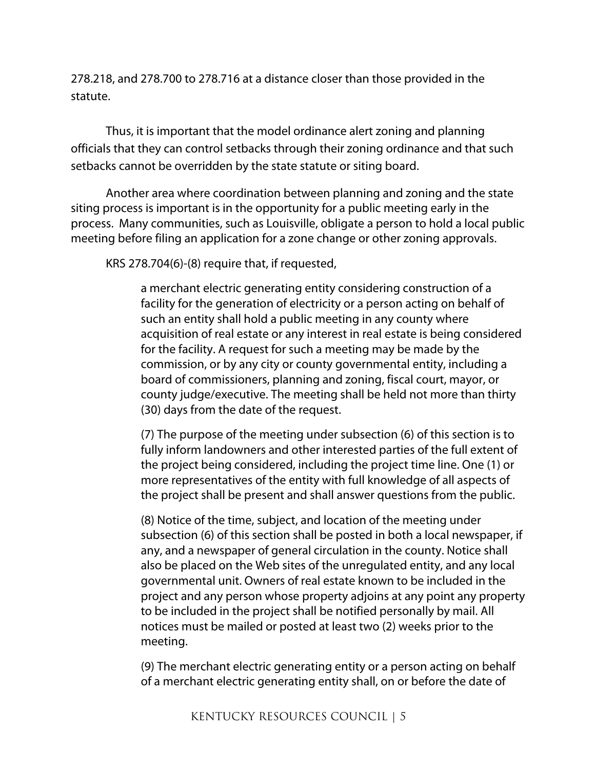278.218, and 278.700 to 278.716 at a distance closer than those provided in the statute.

Thus, it is important that the model ordinance alert zoning and planning officials that they can control setbacks through their zoning ordinance and that such setbacks cannot be overridden by the state statute or siting board.

Another area where coordination between planning and zoning and the state siting process is important is in the opportunity for a public meeting early in the process. Many communities, such as Louisville, obligate a person to hold a local public meeting before filing an application for a zone change or other zoning approvals.

KRS 278.704(6)-(8) require that, if requested,

> a merchant electric generating entity considering construction of a facility for the generation of electricity or a person acting on behalf of such an entity shall hold a public meeting in any county where acquisition of real estate or any interest in real estate is being considered for the facility. A request for such a meeting may be made by the commission, or by any city or county governmental entity, including a board of commissioners, planning and zoning, fiscal court, mayor, or county judge/executive. The meeting shall be held not more than thirty (30) days from the date of the request.
>
> (7) The purpose of the meeting under subsection (6) of this section is to fully inform landowners and other interested parties of the full extent of the project being considered, including the project time line. One (1) or more representatives of the entity with full knowledge of all aspects of the project shall be present and shall answer questions from the public.
>
> (8) Notice of the time, subject, and location of the meeting under subsection (6) of this section shall be posted in both a local newspaper, if any, and a newspaper of general circulation in the county. Notice shall also be placed on the Web sites of the unregulated entity, and any local governmental unit. Owners of real estate known to be included in the project and any person whose property adjoins at any point any property to be included in the project shall be notified personally by mail. All notices must be mailed or posted at least two (2) weeks prior to the meeting.
>
> (9) The merchant electric generating entity or a person acting on behalf of a merchant electric generating entity shall, on or before the date of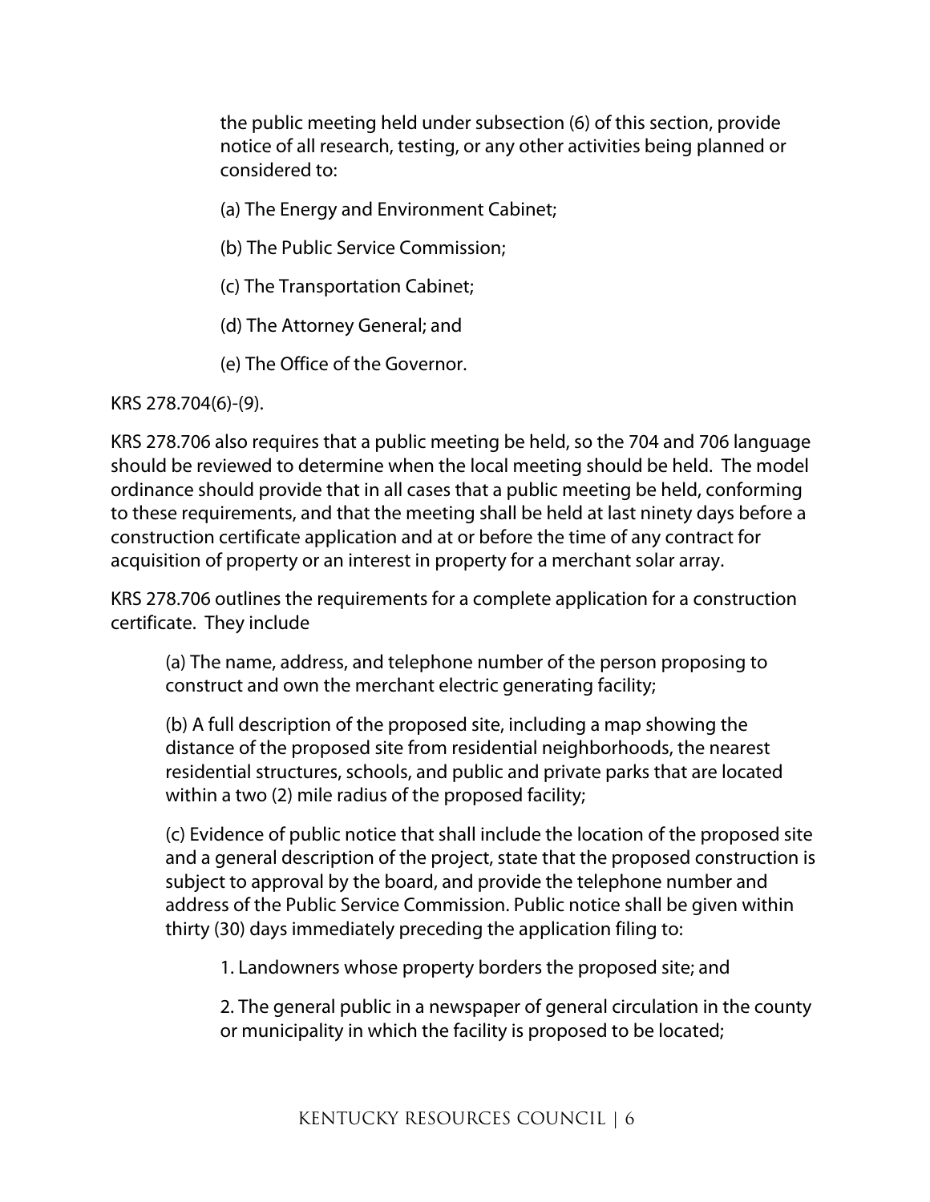the public meeting held under subsection (6) of this section, provide notice of all research, testing, or any other activities being planned or considered to:

> (a) The Energy and Environment Cabinet;
>
> (b) The Public Service Commission;
>
> (c) The Transportation Cabinet;
>
> (d) The Attorney General; and
>
> (e) The Office of the Governor.

KRS 278.704(6)-(9).

KRS 278.706 also requires that a public meeting be held, so the 704 and 706 language should be reviewed to determine when the local meeting should be held. The model ordinance should provide that in all cases that a public meeting be held, conforming to these requirements, and that the meeting shall be held at last ninety days before a construction certificate application and at or before the time of any contract for acquisition of property or an interest in property for a merchant solar array.

KRS 278.706 outlines the requirements for a complete application for a construction certificate. They include

> (a) The name, address, and telephone number of the person proposing to construct and own the merchant electric generating facility;
>
> (b) A full description of the proposed site, including a map showing the distance of the proposed site from residential neighborhoods, the nearest residential structures, schools, and public and private parks that are located within a two (2) mile radius of the proposed facility;
>
> (c) Evidence of public notice that shall include the location of the proposed site and a general description of the project, state that the proposed construction is subject to approval by the board, and provide the telephone number and address of the Public Service Commission. Public notice shall be given within thirty (30) days immediately preceding the application filing to:
>
> > 1. Landowners whose property borders the proposed site; and
> >
> > 2. The general public in a newspaper of general circulation in the county or municipality in which the facility is proposed to be located;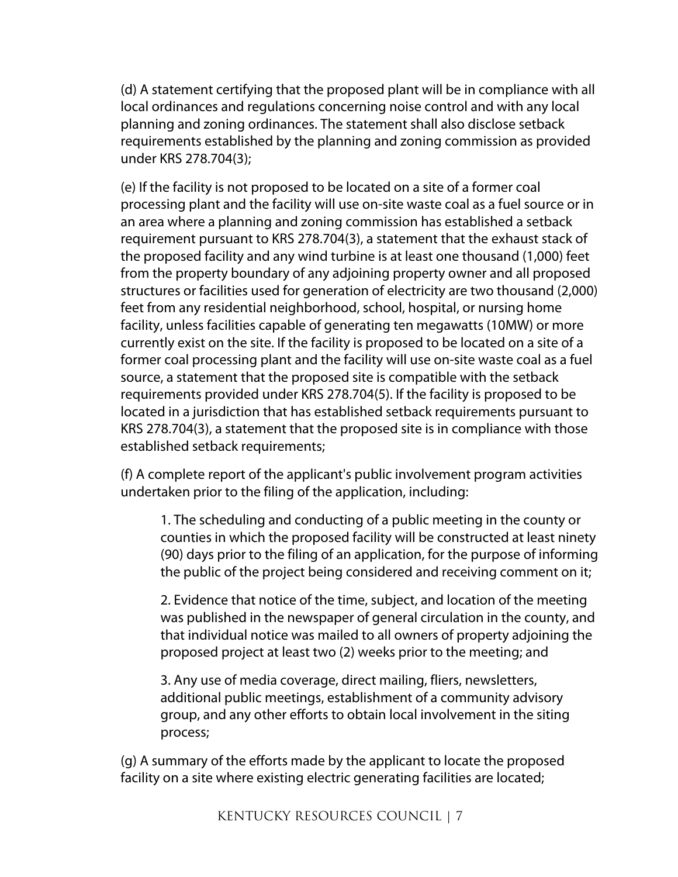(d) A statement certifying that the proposed plant will be in compliance with all local ordinances and regulations concerning noise control and with any local planning and zoning ordinances. The statement shall also disclose setback requirements established by the planning and zoning commission as provided under KRS 278.704(3);

(e) If the facility is not proposed to be located on a site of a former coal processing plant and the facility will use on-site waste coal as a fuel source or in an area where a planning and zoning commission has established a setback requirement pursuant to KRS 278.704(3), a statement that the exhaust stack of the proposed facility and any wind turbine is at least one thousand (1,000) feet from the property boundary of any adjoining property owner and all proposed structures or facilities used for generation of electricity are two thousand (2,000) feet from any residential neighborhood, school, hospital, or nursing home facility, unless facilities capable of generating ten megawatts (10MW) or more currently exist on the site. If the facility is proposed to be located on a site of a former coal processing plant and the facility will use on-site waste coal as a fuel source, a statement that the proposed site is compatible with the setback requirements provided under KRS 278.704(5). If the facility is proposed to be located in a jurisdiction that has established setback requirements pursuant to KRS 278.704(3), a statement that the proposed site is in compliance with those established setback requirements;

(f) A complete report of the applicant's public involvement program activities undertaken prior to the filing of the application, including:

> 1. The scheduling and conducting of a public meeting in the county or counties in which the proposed facility will be constructed at least ninety (90) days prior to the filing of an application, for the purpose of informing the public of the project being considered and receiving comment on it;
>
> 2. Evidence that notice of the time, subject, and location of the meeting was published in the newspaper of general circulation in the county, and that individual notice was mailed to all owners of property adjoining the proposed project at least two (2) weeks prior to the meeting; and
>
> 3. Any use of media coverage, direct mailing, fliers, newsletters, additional public meetings, establishment of a community advisory group, and any other efforts to obtain local involvement in the siting process;

(g) A summary of the efforts made by the applicant to locate the proposed facility on a site where existing electric generating facilities are located;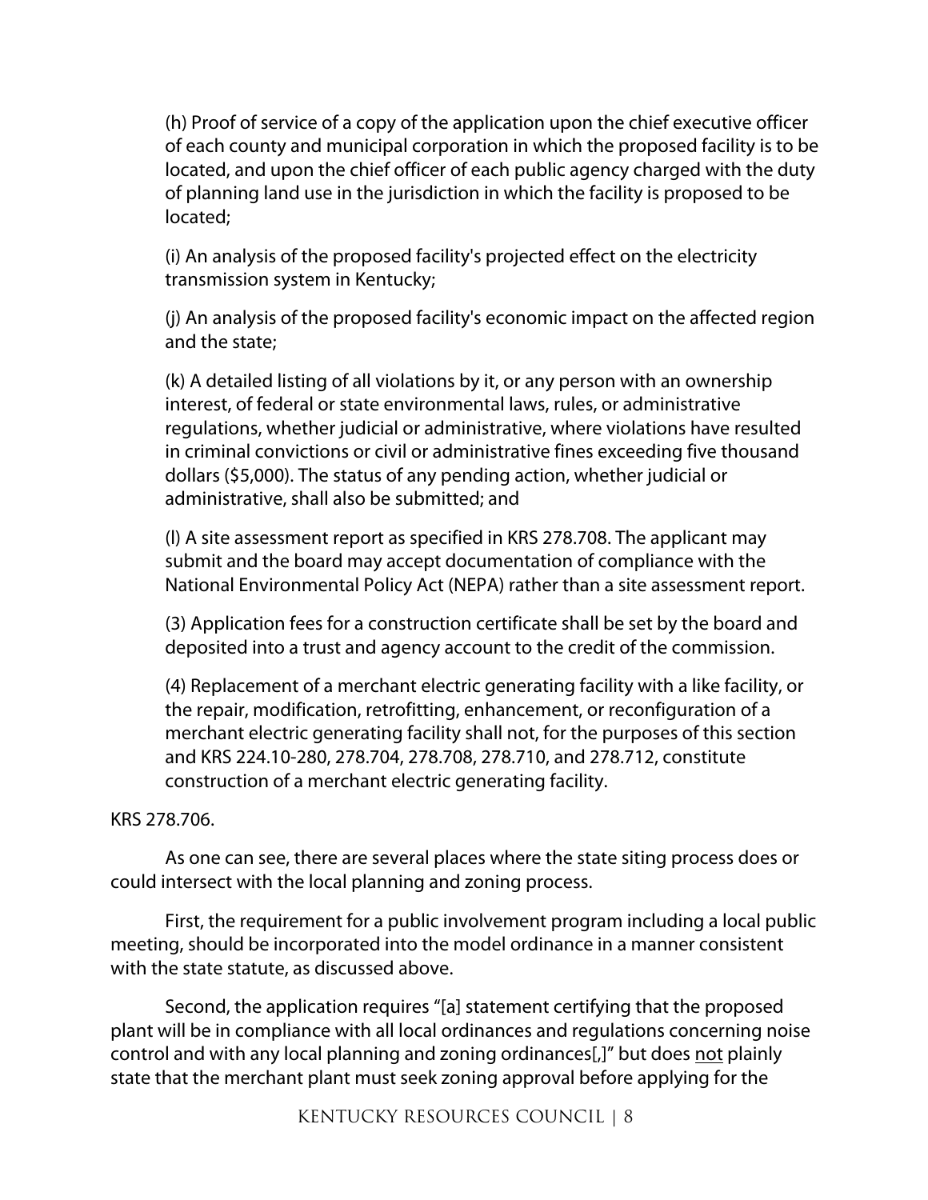(h) Proof of service of a copy of the application upon the chief executive officer of each county and municipal corporation in which the proposed facility is to be located, and upon the chief officer of each public agency charged with the duty of planning land use in the jurisdiction in which the facility is proposed to be located;

(i) An analysis of the proposed facility's projected effect on the electricity transmission system in Kentucky;

(j) An analysis of the proposed facility's economic impact on the affected region and the state;

(k) A detailed listing of all violations by it, or any person with an ownership interest, of federal or state environmental laws, rules, or administrative regulations, whether judicial or administrative, where violations have resulted in criminal convictions or civil or administrative fines exceeding five thousand dollars ($5,000). The status of any pending action, whether judicial or administrative, shall also be submitted; and

(l) A site assessment report as specified in KRS 278.708. The applicant may submit and the board may accept documentation of compliance with the National Environmental Policy Act (NEPA) rather than a site assessment report.

(3) Application fees for a construction certificate shall be set by the board and deposited into a trust and agency account to the credit of the commission.

(4) Replacement of a merchant electric generating facility with a like facility, or the repair, modification, retrofitting, enhancement, or reconfiguration of a merchant electric generating facility shall not, for the purposes of this section and KRS 224.10-280, 278.704, 278.708, 278.710, and 278.712, constitute construction of a merchant electric generating facility.

KRS 278.706.

As one can see, there are several places where the state siting process does or could intersect with the local planning and zoning process.

First, the requirement for a public involvement program including a local public meeting, should be incorporated into the model ordinance in a manner consistent with the state statute, as discussed above.

Second, the application requires "[a] statement certifying that the proposed plant will be in compliance with all local ordinances and regulations concerning noise control and with any local planning and zoning ordinances[,]" but does <u>not</u> plainly state that the merchant plant must seek zoning approval before applying for the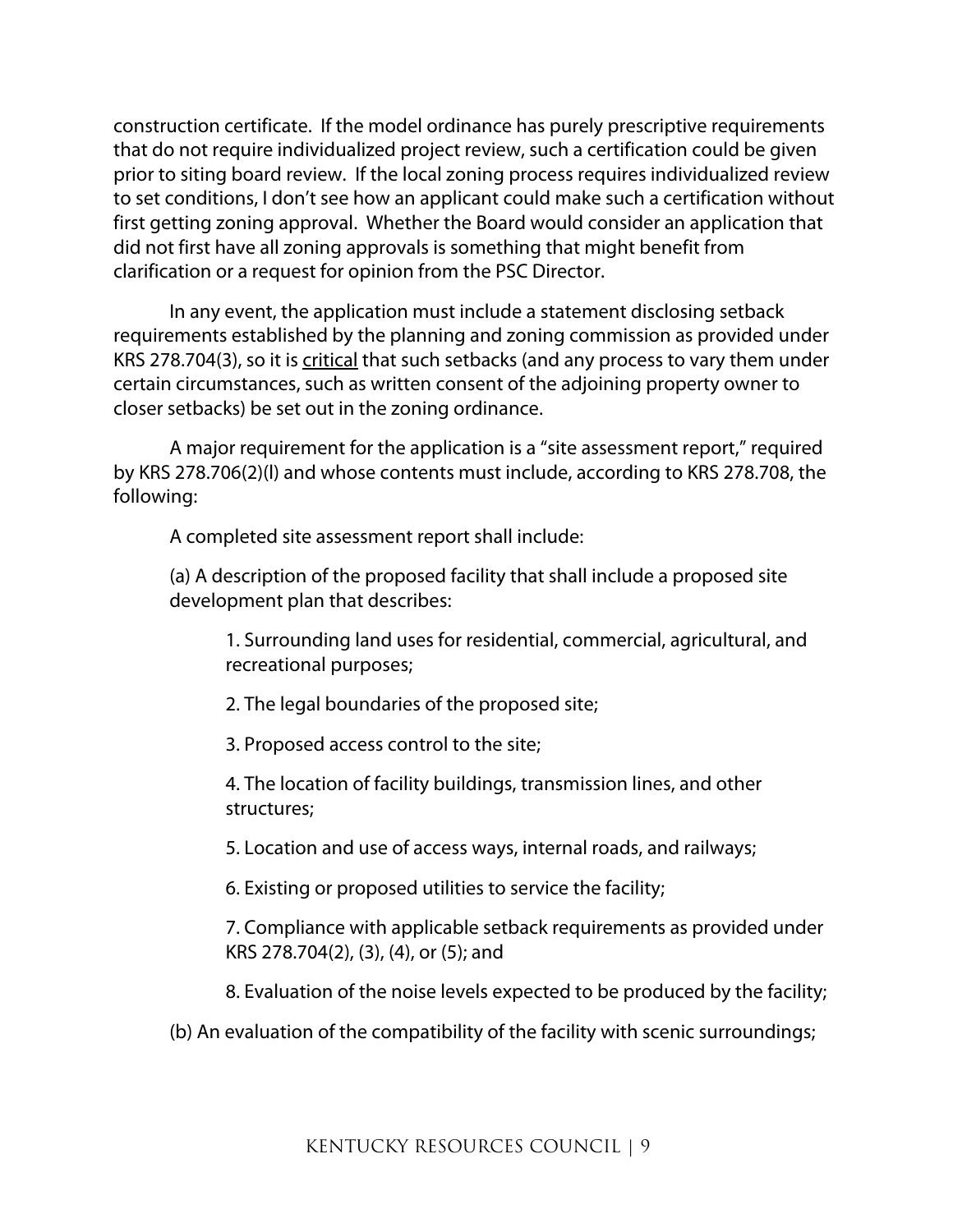construction certificate. If the model ordinance has purely prescriptive requirements that do not require individualized project review, such a certification could be given prior to siting board review. If the local zoning process requires individualized review to set conditions, I don't see how an applicant could make such a certification without first getting zoning approval. Whether the Board would consider an application that did not first have all zoning approvals is something that might benefit from clarification or a request for opinion from the PSC Director.

In any event, the application must include a statement disclosing setback requirements established by the planning and zoning commission as provided under KRS 278.704(3), so it is <u>critical</u> that such setbacks (and any process to vary them under certain circumstances, such as written consent of the adjoining property owner to closer setbacks) be set out in the zoning ordinance.

A major requirement for the application is a "site assessment report," required by KRS 278.706(2)(l) and whose contents must include, according to KRS 278.708, the following:

> A completed site assessment report shall include:
>
> (a) A description of the proposed facility that shall include a proposed site development plan that describes:
>
> > 1. Surrounding land uses for residential, commercial, agricultural, and recreational purposes;
> >
> > 2. The legal boundaries of the proposed site;
> >
> > 3. Proposed access control to the site;
> >
> > 4. The location of facility buildings, transmission lines, and other structures;
> >
> > 5. Location and use of access ways, internal roads, and railways;
> >
> > 6. Existing or proposed utilities to service the facility;
> >
> > 7. Compliance with applicable setback requirements as provided under KRS 278.704(2), (3), (4), or (5); and
> >
> > 8. Evaluation of the noise levels expected to be produced by the facility;
>
> (b) An evaluation of the compatibility of the facility with scenic surroundings;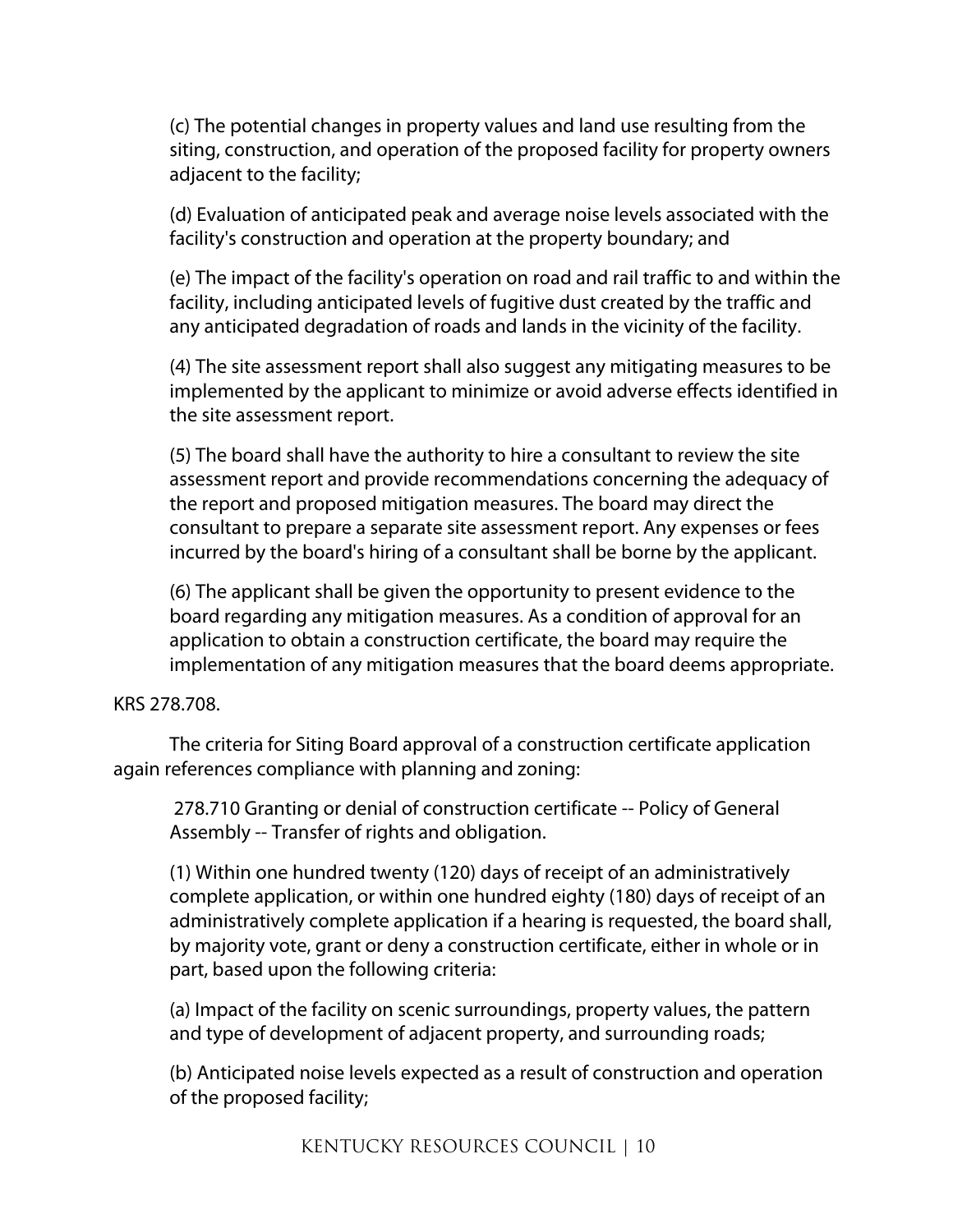> (c) The potential changes in property values and land use resulting from the siting, construction, and operation of the proposed facility for property owners adjacent to the facility;
>
> (d) Evaluation of anticipated peak and average noise levels associated with the facility's construction and operation at the property boundary; and
>
> (e) The impact of the facility's operation on road and rail traffic to and within the facility, including anticipated levels of fugitive dust created by the traffic and any anticipated degradation of roads and lands in the vicinity of the facility.
>
> (4) The site assessment report shall also suggest any mitigating measures to be implemented by the applicant to minimize or avoid adverse effects identified in the site assessment report.
>
> (5) The board shall have the authority to hire a consultant to review the site assessment report and provide recommendations concerning the adequacy of the report and proposed mitigation measures. The board may direct the consultant to prepare a separate site assessment report. Any expenses or fees incurred by the board's hiring of a consultant shall be borne by the applicant.
>
> (6) The applicant shall be given the opportunity to present evidence to the board regarding any mitigation measures. As a condition of approval for an application to obtain a construction certificate, the board may require the implementation of any mitigation measures that the board deems appropriate.

KRS 278.708.

The criteria for Siting Board approval of a construction certificate application again references compliance with planning and zoning:

> 278.710 Granting or denial of construction certificate -- Policy of General Assembly -- Transfer of rights and obligation.
>
> (1) Within one hundred twenty (120) days of receipt of an administratively complete application, or within one hundred eighty (180) days of receipt of an administratively complete application if a hearing is requested, the board shall, by majority vote, grant or deny a construction certificate, either in whole or in part, based upon the following criteria:
>
> (a) Impact of the facility on scenic surroundings, property values, the pattern and type of development of adjacent property, and surrounding roads;
>
> (b) Anticipated noise levels expected as a result of construction and operation of the proposed facility;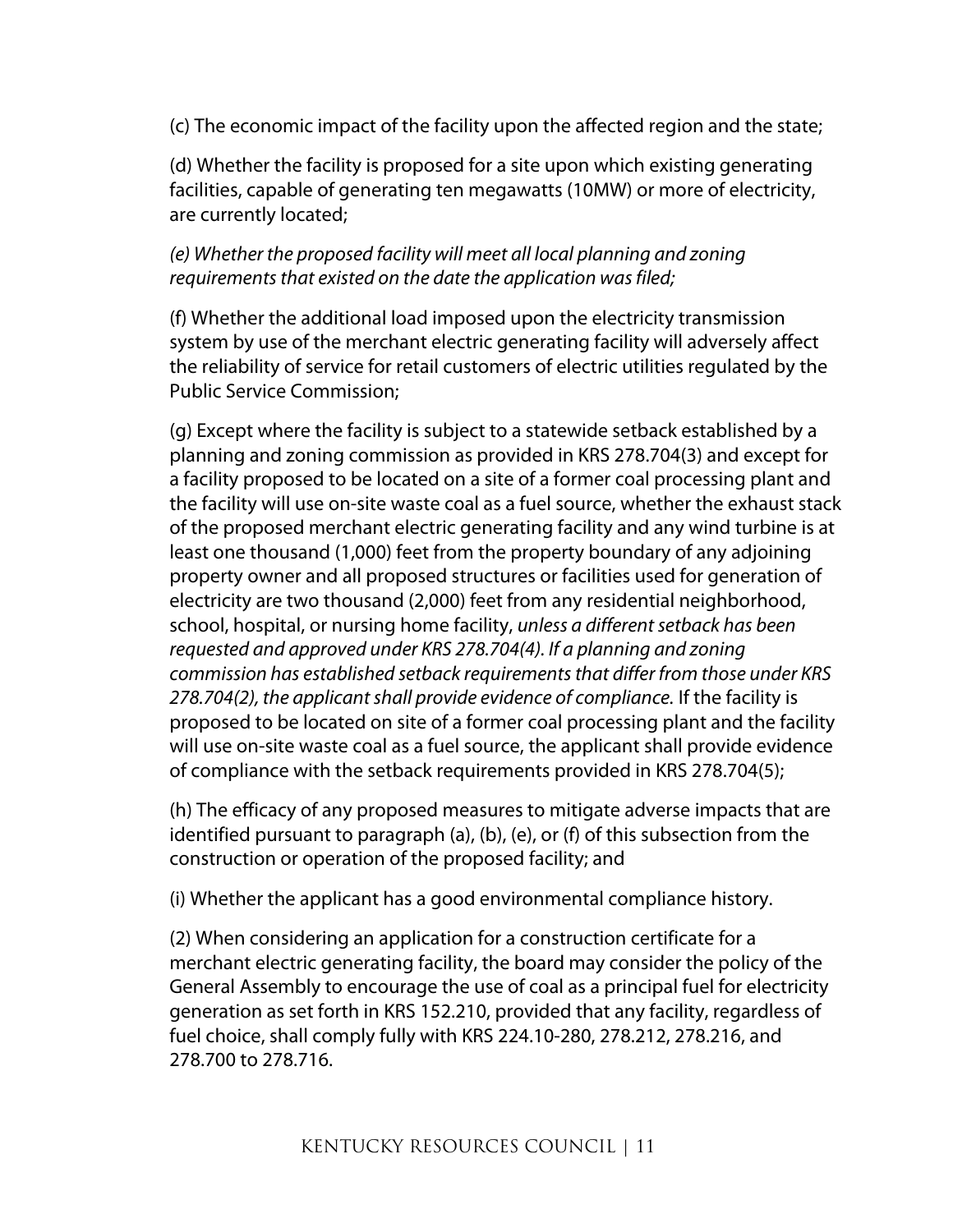(c) The economic impact of the facility upon the affected region and the state;

(d) Whether the facility is proposed for a site upon which existing generating facilities, capable of generating ten megawatts (10MW) or more of electricity, are currently located;

*(e) Whether the proposed facility will meet all local planning and zoning requirements that existed on the date the application was filed;*

(f) Whether the additional load imposed upon the electricity transmission system by use of the merchant electric generating facility will adversely affect the reliability of service for retail customers of electric utilities regulated by the Public Service Commission;

(g) Except where the facility is subject to a statewide setback established by a planning and zoning commission as provided in KRS 278.704(3) and except for a facility proposed to be located on a site of a former coal processing plant and the facility will use on-site waste coal as a fuel source, whether the exhaust stack of the proposed merchant electric generating facility and any wind turbine is at least one thousand (1,000) feet from the property boundary of any adjoining property owner and all proposed structures or facilities used for generation of electricity are two thousand (2,000) feet from any residential neighborhood, school, hospital, or nursing home facility, *unless a different setback has been requested and approved under KRS 278.704(4). If a planning and zoning commission has established setback requirements that differ from those under KRS 278.704(2), the applicant shall provide evidence of compliance.* If the facility is proposed to be located on site of a former coal processing plant and the facility will use on-site waste coal as a fuel source, the applicant shall provide evidence of compliance with the setback requirements provided in KRS 278.704(5);

(h) The efficacy of any proposed measures to mitigate adverse impacts that are identified pursuant to paragraph (a), (b), (e), or (f) of this subsection from the construction or operation of the proposed facility; and

(i) Whether the applicant has a good environmental compliance history.

(2) When considering an application for a construction certificate for a merchant electric generating facility, the board may consider the policy of the General Assembly to encourage the use of coal as a principal fuel for electricity generation as set forth in KRS 152.210, provided that any facility, regardless of fuel choice, shall comply fully with KRS 224.10-280, 278.212, 278.216, and 278.700 to 278.716.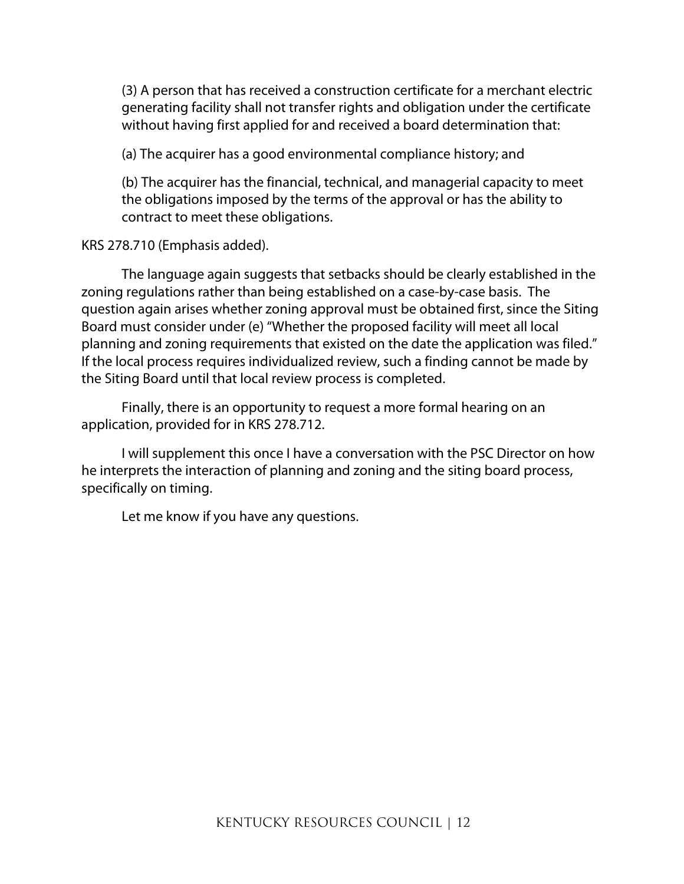> (3) A person that has received a construction certificate for a merchant electric generating facility shall not transfer rights and obligation under the certificate without having first applied for and received a board determination that:
>
> (a) The acquirer has a good environmental compliance history; and
>
> (b) The acquirer has the financial, technical, and managerial capacity to meet the obligations imposed by the terms of the approval or has the ability to contract to meet these obligations.

KRS 278.710 (Emphasis added).

The language again suggests that setbacks should be clearly established in the zoning regulations rather than being established on a case-by-case basis. The question again arises whether zoning approval must be obtained first, since the Siting Board must consider under (e) "Whether the proposed facility will meet all local planning and zoning requirements that existed on the date the application was filed." If the local process requires individualized review, such a finding cannot be made by the Siting Board until that local review process is completed.

Finally, there is an opportunity to request a more formal hearing on an application, provided for in KRS 278.712.

I will supplement this once I have a conversation with the PSC Director on how he interprets the interaction of planning and zoning and the siting board process, specifically on timing.

Let me know if you have any questions.